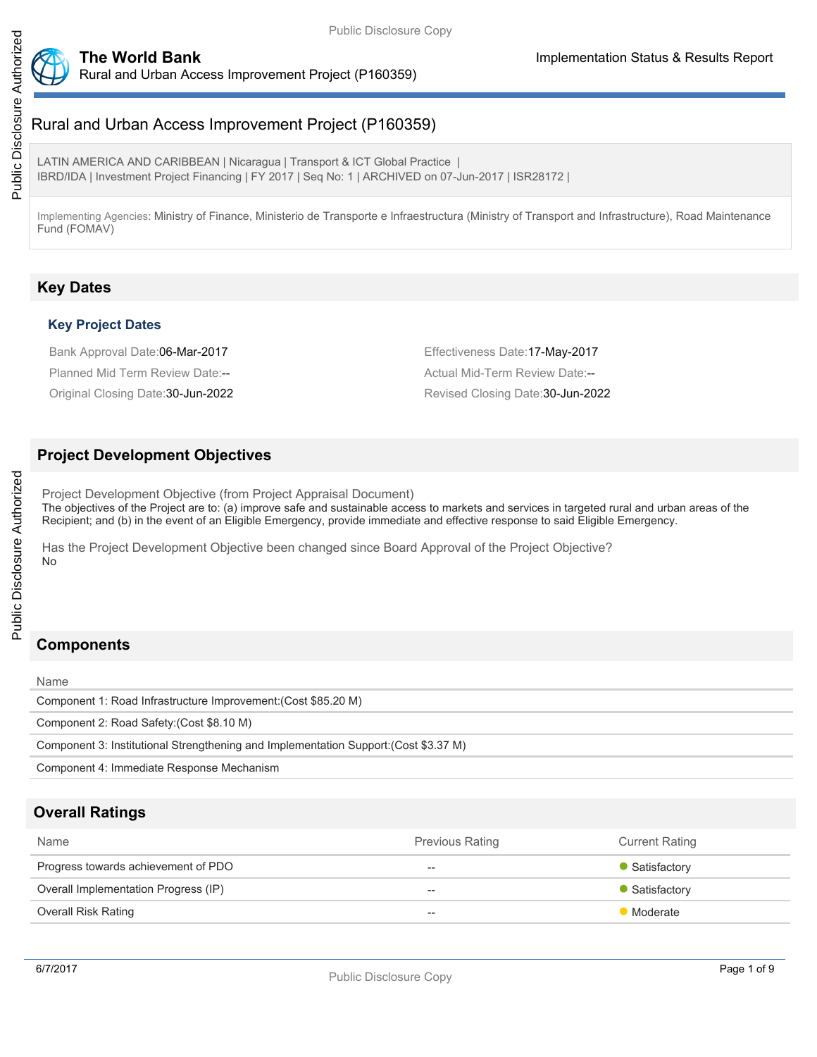# Rural and Urban Access Improvement Project (P160359)

LATIN AMERICA AND CARIBBEAN | Nicaragua | Transport & ICT Global Practice | IBRD/IDA | Investment Project Financing | FY 2017 | Seq No: 1 | ARCHIVED on 07-Jun-2017 | ISR28172 |

Implementing Agencies: Ministry of Finance, Ministerio de Transporte e Infraestructura (Ministry of Transport and Infrastructure), Road Maintenance Fund (FOMAV)

## Key Dates

### Key Project Dates

Bank Approval Date:06-Mar-2017

Effectiveness Date:17-May-2017

Planned Mid Term Review Date:--

Actual Mid-Term Review Date:--

Original Closing Date:30-Jun-2022

Revised Closing Date:30-Jun-2022

## Project Development Objectives

Project Development Objective (from Project Appraisal Document)

The objectives of the Project are to: (a) improve safe and sustainable access to markets and services in targeted rural and urban areas of the Recipient; and (b) in the event of an Eligible Emergency, provide immediate and effective response to said Eligible Emergency.

Has the Project Development Objective been changed since Board Approval of the Project Objective?

No

## Components

| Name |
| --- |
| Component 1: Road Infrastructure Improvement:(Cost $85.20 M) |
| Component 2: Road Safety:(Cost $8.10 M) |
| Component 3: Institutional Strengthening and Implementation Support:(Cost $3.37 M) |
| Component 4: Immediate Response Mechanism |

## Overall Ratings

| Name | Previous Rating | Current Rating |
| --- | --- | --- |
| Progress towards achievement of PDO | -- | Satisfactory |
| Overall Implementation Progress (IP) | -- | Satisfactory |
| Overall Risk Rating | -- | Moderate |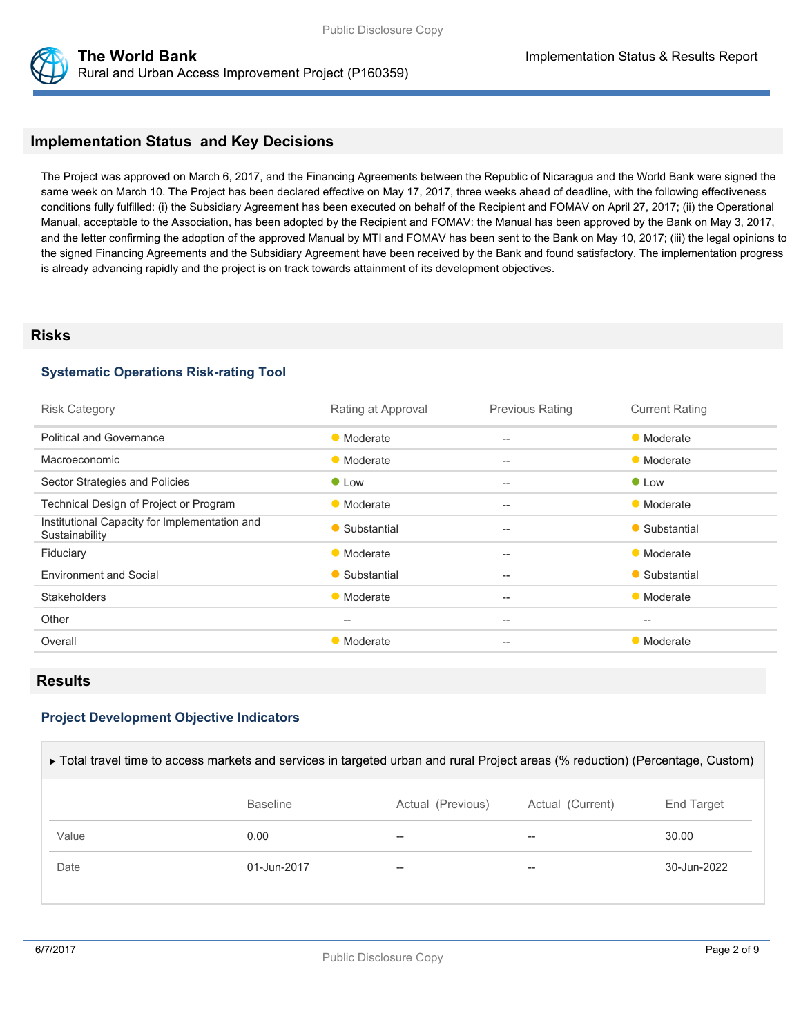## Implementation Status and Key Decisions

The Project was approved on March 6, 2017, and the Financing Agreements between the Republic of Nicaragua and the World Bank were signed the same week on March 10. The Project has been declared effective on May 17, 2017, three weeks ahead of deadline, with the following effectiveness conditions fully fulfilled: (i) the Subsidiary Agreement has been executed on behalf of the Recipient and FOMAV on April 27, 2017; (ii) the Operational Manual, acceptable to the Association, has been adopted by the Recipient and FOMAV: the Manual has been approved by the Bank on May 3, 2017, and the letter confirming the adoption of the approved Manual by MTI and FOMAV has been sent to the Bank on May 10, 2017; (iii) the legal opinions to the signed Financing Agreements and the Subsidiary Agreement have been received by the Bank and found satisfactory. The implementation progress is already advancing rapidly and the project is on track towards attainment of its development objectives.

## Risks

### Systematic Operations Risk-rating Tool

| Risk Category | Rating at Approval | Previous Rating | Current Rating |
| --- | --- | --- | --- |
| Political and Governance | Moderate | -- | Moderate |
| Macroeconomic | Moderate | -- | Moderate |
| Sector Strategies and Policies | Low | -- | Low |
| Technical Design of Project or Program | Moderate | -- | Moderate |
| Institutional Capacity for Implementation and Sustainability | Substantial | -- | Substantial |
| Fiduciary | Moderate | -- | Moderate |
| Environment and Social | Substantial | -- | Substantial |
| Stakeholders | Moderate | -- | Moderate |
| Other | -- | -- | -- |
| Overall | Moderate | -- | Moderate |

## Results

### Project Development Objective Indicators

▶ Total travel time to access markets and services in targeted urban and rural Project areas (% reduction) (Percentage, Custom)

| | Baseline | Actual (Previous) | Actual (Current) | End Target |
| --- | --- | --- | --- | --- |
| Value | 0.00 | -- | -- | 30.00 |
| Date | 01-Jun-2017 | -- | -- | 30-Jun-2022 |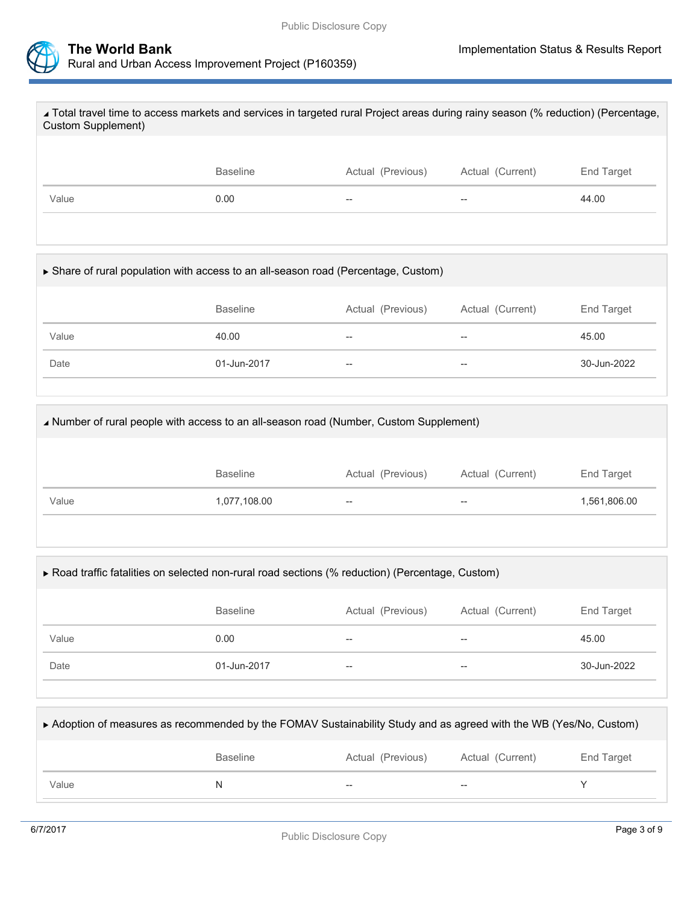▲ Total travel time to access markets and services in targeted rural Project areas during rainy season (% reduction) (Percentage, Custom Supplement)

| | Baseline | Actual (Previous) | Actual (Current) | End Target |
|---|---|---|---|---|
| Value | 0.00 | -- | -- | 44.00 |

► Share of rural population with access to an all-season road (Percentage, Custom)

| | Baseline | Actual (Previous) | Actual (Current) | End Target |
|---|---|---|---|---|
| Value | 40.00 | -- | -- | 45.00 |
| Date | 01-Jun-2017 | -- | -- | 30-Jun-2022 |

▲ Number of rural people with access to an all-season road (Number, Custom Supplement)

| | Baseline | Actual (Previous) | Actual (Current) | End Target |
|---|---|---|---|---|
| Value | 1,077,108.00 | -- | -- | 1,561,806.00 |

► Road traffic fatalities on selected non-rural road sections (% reduction) (Percentage, Custom)

| | Baseline | Actual (Previous) | Actual (Current) | End Target |
|---|---|---|---|---|
| Value | 0.00 | -- | -- | 45.00 |
| Date | 01-Jun-2017 | -- | -- | 30-Jun-2022 |

► Adoption of measures as recommended by the FOMAV Sustainability Study and as agreed with the WB (Yes/No, Custom)

| | Baseline | Actual (Previous) | Actual (Current) | End Target |
|---|---|---|---|---|
| Value | N | -- | -- | Y |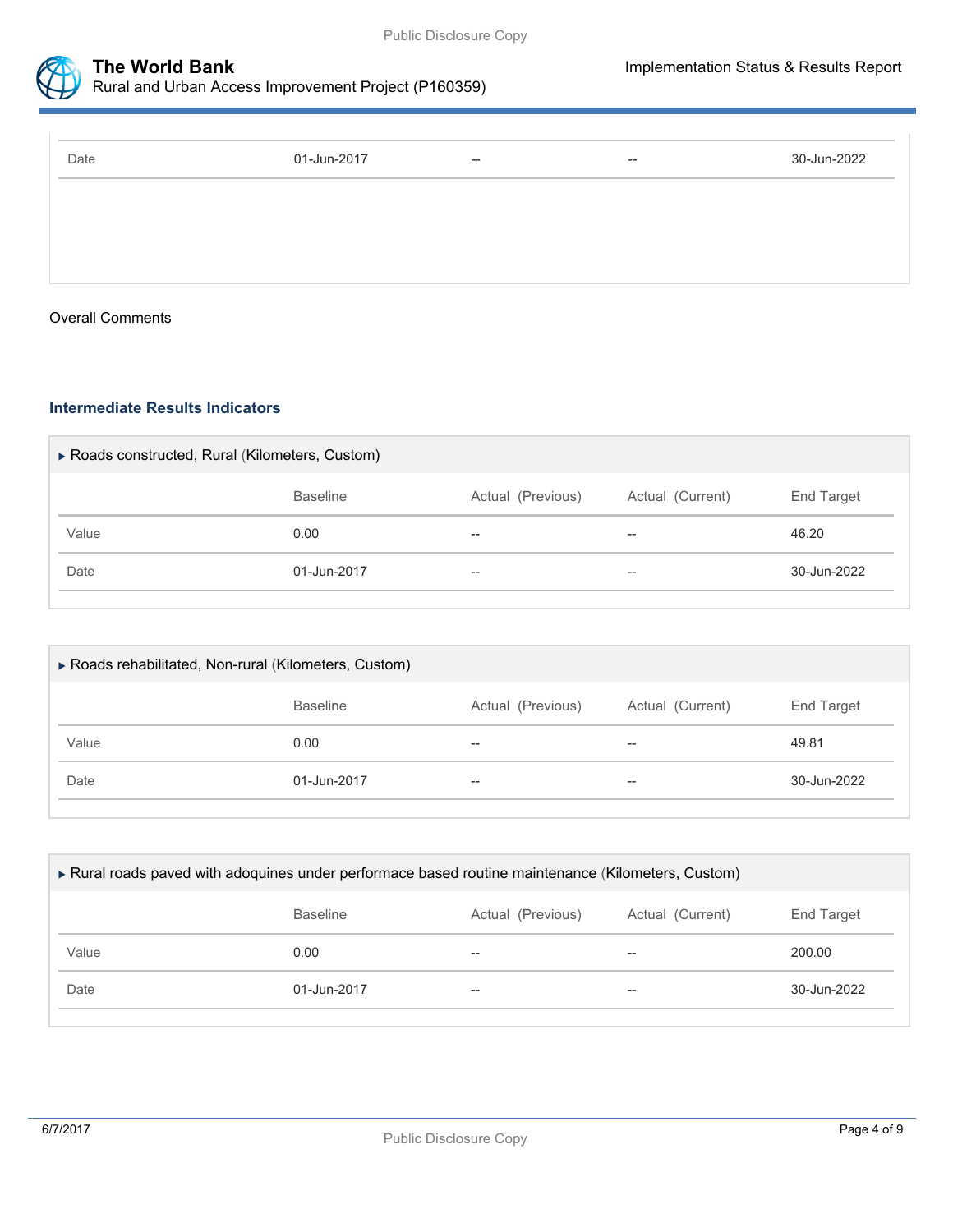| | | | | |
|---|---|---|---|---|
| Date | 01-Jun-2017 | -- | -- | 30-Jun-2022 |

Overall Comments

### Intermediate Results Indicators

▶ Roads constructed, Rural (Kilometers, Custom)

| | Baseline | Actual (Previous) | Actual (Current) | End Target |
|---|---|---|---|---|
| Value | 0.00 | -- | -- | 46.20 |
| Date | 01-Jun-2017 | -- | -- | 30-Jun-2022 |

▶ Roads rehabilitated, Non-rural (Kilometers, Custom)

| | Baseline | Actual (Previous) | Actual (Current) | End Target |
|---|---|---|---|---|
| Value | 0.00 | -- | -- | 49.81 |
| Date | 01-Jun-2017 | -- | -- | 30-Jun-2022 |

▶ Rural roads paved with adoquines under performace based routine maintenance (Kilometers, Custom)

| | Baseline | Actual (Previous) | Actual (Current) | End Target |
|---|---|---|---|---|
| Value | 0.00 | -- | -- | 200.00 |
| Date | 01-Jun-2017 | -- | -- | 30-Jun-2022 |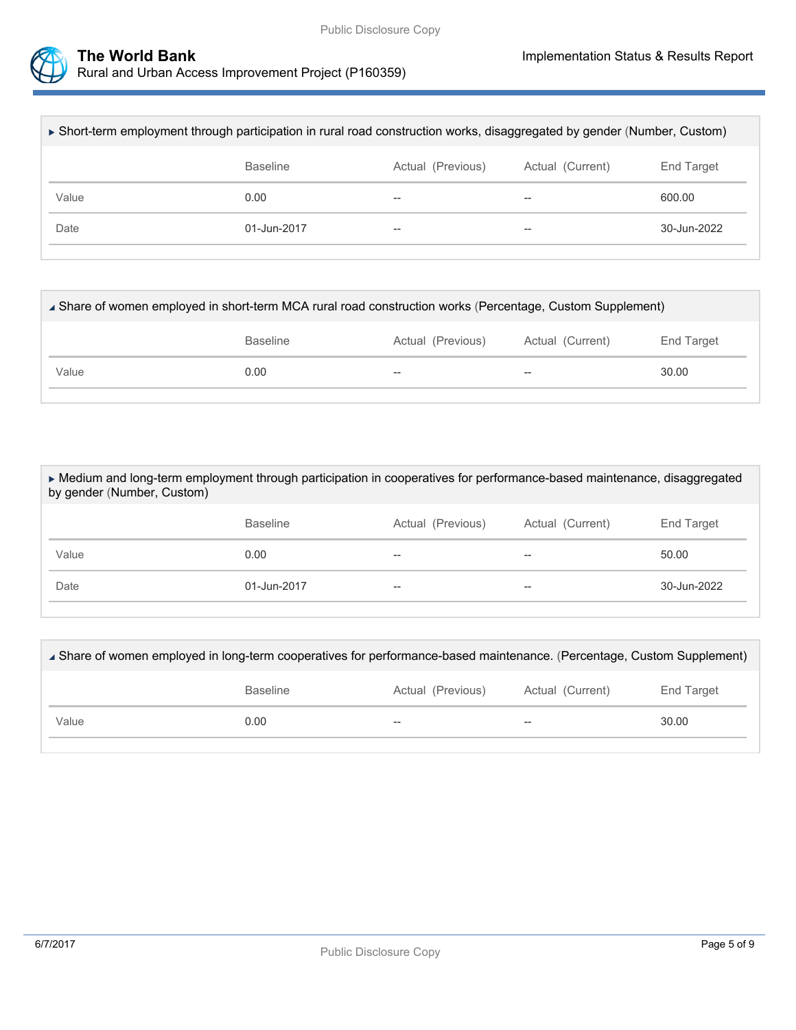▶ Short-term employment through participation in rural road construction works, disaggregated by gender (Number, Custom)

| | Baseline | Actual (Previous) | Actual (Current) | End Target |
|---|---|---|---|---|
| Value | 0.00 | -- | -- | 600.00 |
| Date | 01-Jun-2017 | -- | -- | 30-Jun-2022 |

◢ Share of women employed in short-term MCA rural road construction works (Percentage, Custom Supplement)

| | Baseline | Actual (Previous) | Actual (Current) | End Target |
|---|---|---|---|---|
| Value | 0.00 | -- | -- | 30.00 |

▶ Medium and long-term employment through participation in cooperatives for performance-based maintenance, disaggregated by gender (Number, Custom)

| | Baseline | Actual (Previous) | Actual (Current) | End Target |
|---|---|---|---|---|
| Value | 0.00 | -- | -- | 50.00 |
| Date | 01-Jun-2017 | -- | -- | 30-Jun-2022 |

◢ Share of women employed in long-term cooperatives for performance-based maintenance. (Percentage, Custom Supplement)

| | Baseline | Actual (Previous) | Actual (Current) | End Target |
|---|---|---|---|---|
| Value | 0.00 | -- | -- | 30.00 |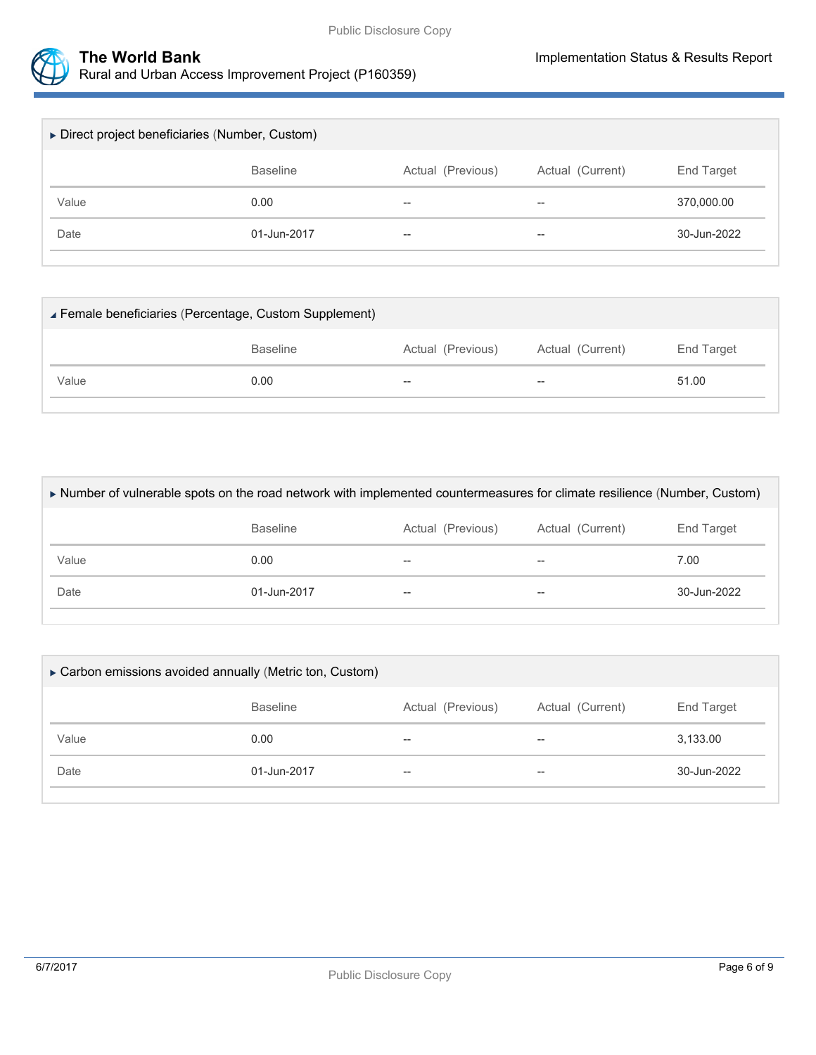▶ Direct project beneficiaries (Number, Custom)

| | Baseline | Actual (Previous) | Actual (Current) | End Target |
|---|---|---|---|---|
| Value | 0.00 | -- | -- | 370,000.00 |
| Date | 01-Jun-2017 | -- | -- | 30-Jun-2022 |

◢ Female beneficiaries (Percentage, Custom Supplement)

| | Baseline | Actual (Previous) | Actual (Current) | End Target |
|---|---|---|---|---|
| Value | 0.00 | -- | -- | 51.00 |

▶ Number of vulnerable spots on the road network with implemented countermeasures for climate resilience (Number, Custom)

| | Baseline | Actual (Previous) | Actual (Current) | End Target |
|---|---|---|---|---|
| Value | 0.00 | -- | -- | 7.00 |
| Date | 01-Jun-2017 | -- | -- | 30-Jun-2022 |

▶ Carbon emissions avoided annually (Metric ton, Custom)

| | Baseline | Actual (Previous) | Actual (Current) | End Target |
|---|---|---|---|---|
| Value | 0.00 | -- | -- | 3,133.00 |
| Date | 01-Jun-2017 | -- | -- | 30-Jun-2022 |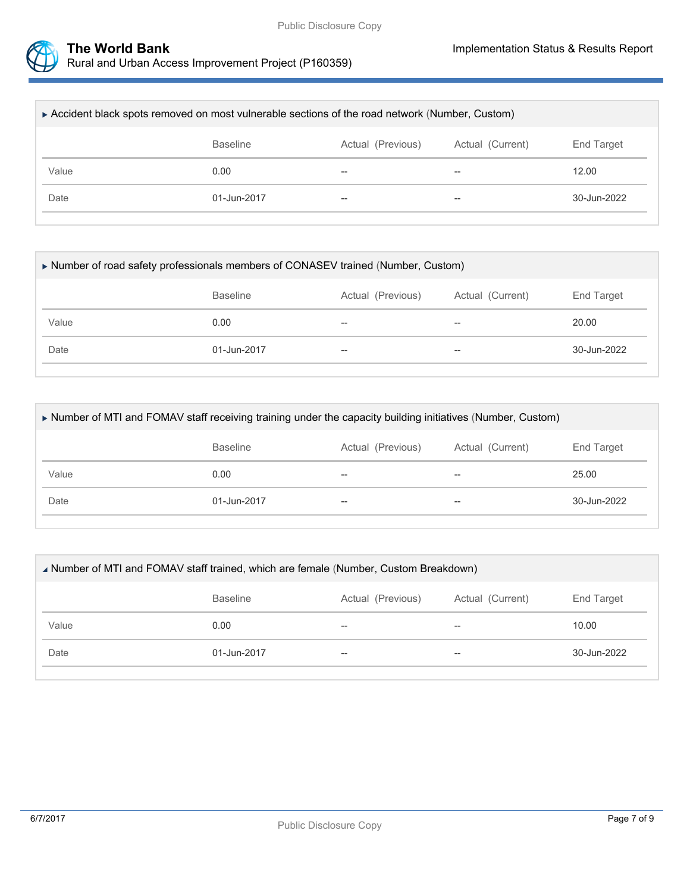▶ Accident black spots removed on most vulnerable sections of the road network (Number, Custom)

| | Baseline | Actual (Previous) | Actual (Current) | End Target |
|---|---|---|---|---|
| Value | 0.00 | -- | -- | 12.00 |
| Date | 01-Jun-2017 | -- | -- | 30-Jun-2022 |

▶ Number of road safety professionals members of CONASEV trained (Number, Custom)

| | Baseline | Actual (Previous) | Actual (Current) | End Target |
|---|---|---|---|---|
| Value | 0.00 | -- | -- | 20.00 |
| Date | 01-Jun-2017 | -- | -- | 30-Jun-2022 |

▶ Number of MTI and FOMAV staff receiving training under the capacity building initiatives (Number, Custom)

| | Baseline | Actual (Previous) | Actual (Current) | End Target |
|---|---|---|---|---|
| Value | 0.00 | -- | -- | 25.00 |
| Date | 01-Jun-2017 | -- | -- | 30-Jun-2022 |

◢ Number of MTI and FOMAV staff trained, which are female (Number, Custom Breakdown)

| | Baseline | Actual (Previous) | Actual (Current) | End Target |
|---|---|---|---|---|
| Value | 0.00 | -- | -- | 10.00 |
| Date | 01-Jun-2017 | -- | -- | 30-Jun-2022 |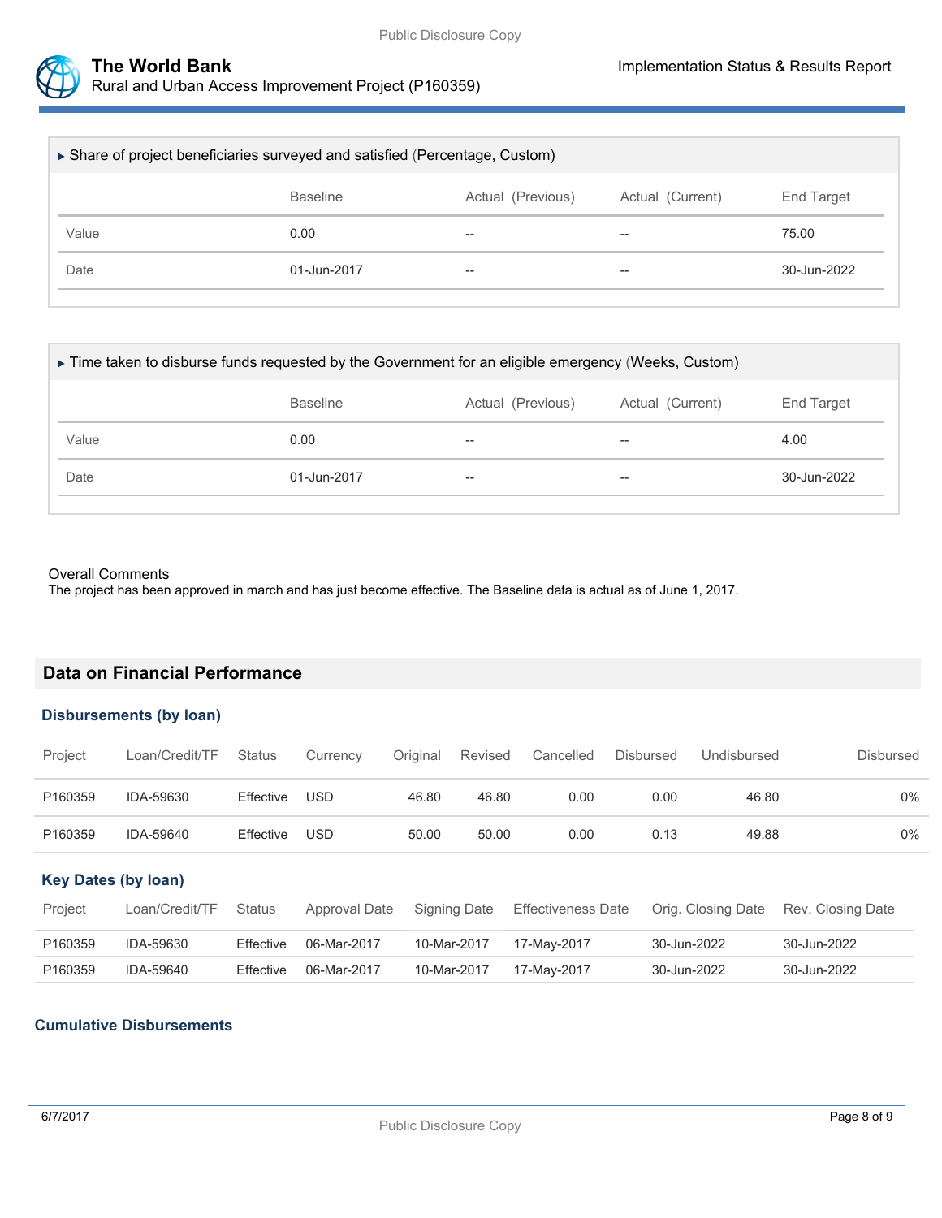### ▸ Share of project beneficiaries surveyed and satisfied (Percentage, Custom)

| | Baseline | Actual (Previous) | Actual (Current) | End Target |
|---|---|---|---|---|
| Value | 0.00 | -- | -- | 75.00 |
| Date | 01-Jun-2017 | -- | -- | 30-Jun-2022 |

### ▸ Time taken to disburse funds requested by the Government for an eligible emergency (Weeks, Custom)

| | Baseline | Actual (Previous) | Actual (Current) | End Target |
|---|---|---|---|---|
| Value | 0.00 | -- | -- | 4.00 |
| Date | 01-Jun-2017 | -- | -- | 30-Jun-2022 |

Overall Comments

The project has been approved in march and has just become effective. The Baseline data is actual as of June 1, 2017.

## Data on Financial Performance

### Disbursements (by loan)

| Project | Loan/Credit/TF | Status | Currency | Original | Revised | Cancelled | Disbursed | Undisbursed | Disbursed |
|---|---|---|---|---|---|---|---|---|---|
| P160359 | IDA-59630 | Effective | USD | 46.80 | 46.80 | 0.00 | 0.00 | 46.80 | 0% |
| P160359 | IDA-59640 | Effective | USD | 50.00 | 50.00 | 0.00 | 0.13 | 49.88 | 0% |

### Key Dates (by loan)

| Project | Loan/Credit/TF | Status | Approval Date | Signing Date | Effectiveness Date | Orig. Closing Date | Rev. Closing Date |
|---|---|---|---|---|---|---|---|
| P160359 | IDA-59630 | Effective | 06-Mar-2017 | 10-Mar-2017 | 17-May-2017 | 30-Jun-2022 | 30-Jun-2022 |
| P160359 | IDA-59640 | Effective | 06-Mar-2017 | 10-Mar-2017 | 17-May-2017 | 30-Jun-2022 | 30-Jun-2022 |

### Cumulative Disbursements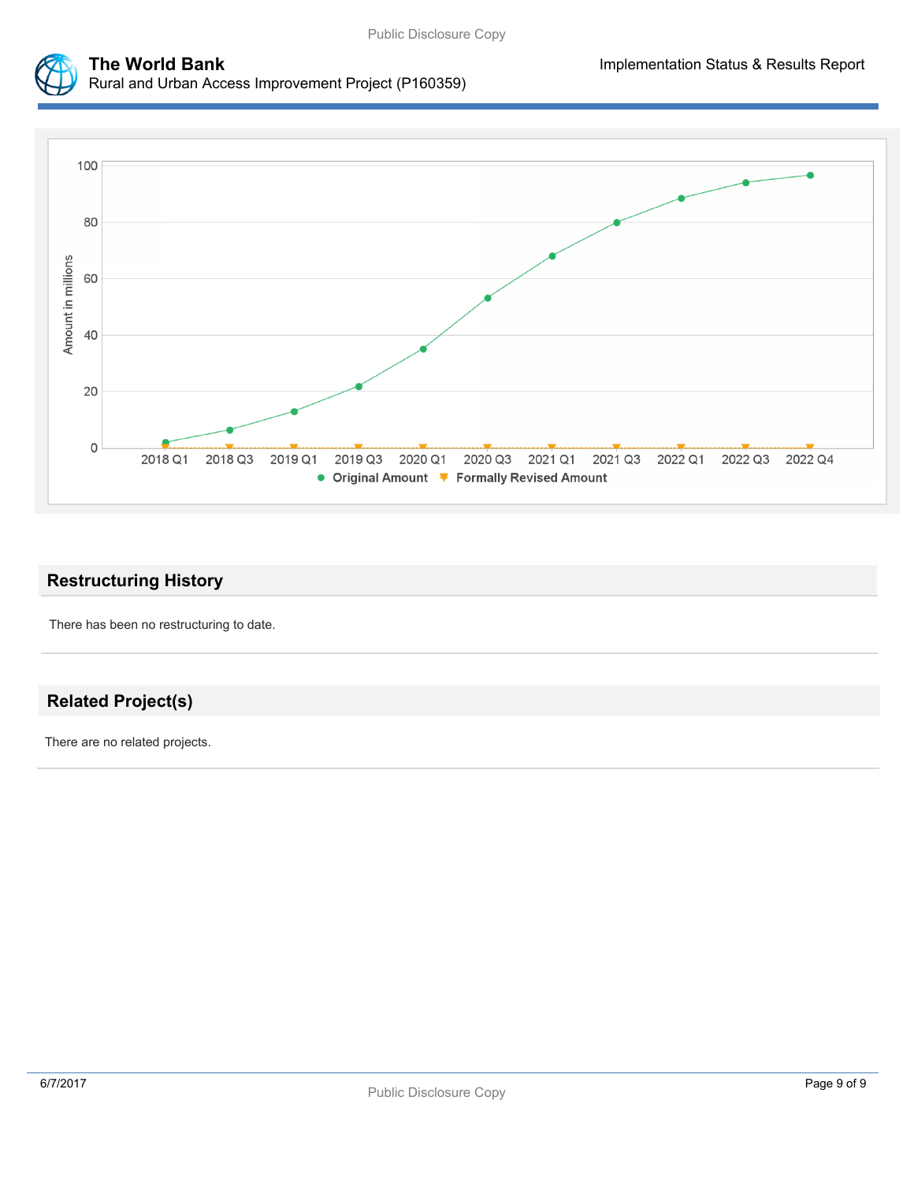100
80
60
40
20
0

Amount in millions

2018 Q1 2018 Q3 2019 Q1 2019 Q3 2020 Q1 2020 Q3 2021 Q1 2021 Q3 2022 Q1 2022 Q3 2022 Q4

Original Amount   Formally Revised Amount

## Restructuring History

There has been no restructuring to date.

## Related Project(s)

There are no related projects.